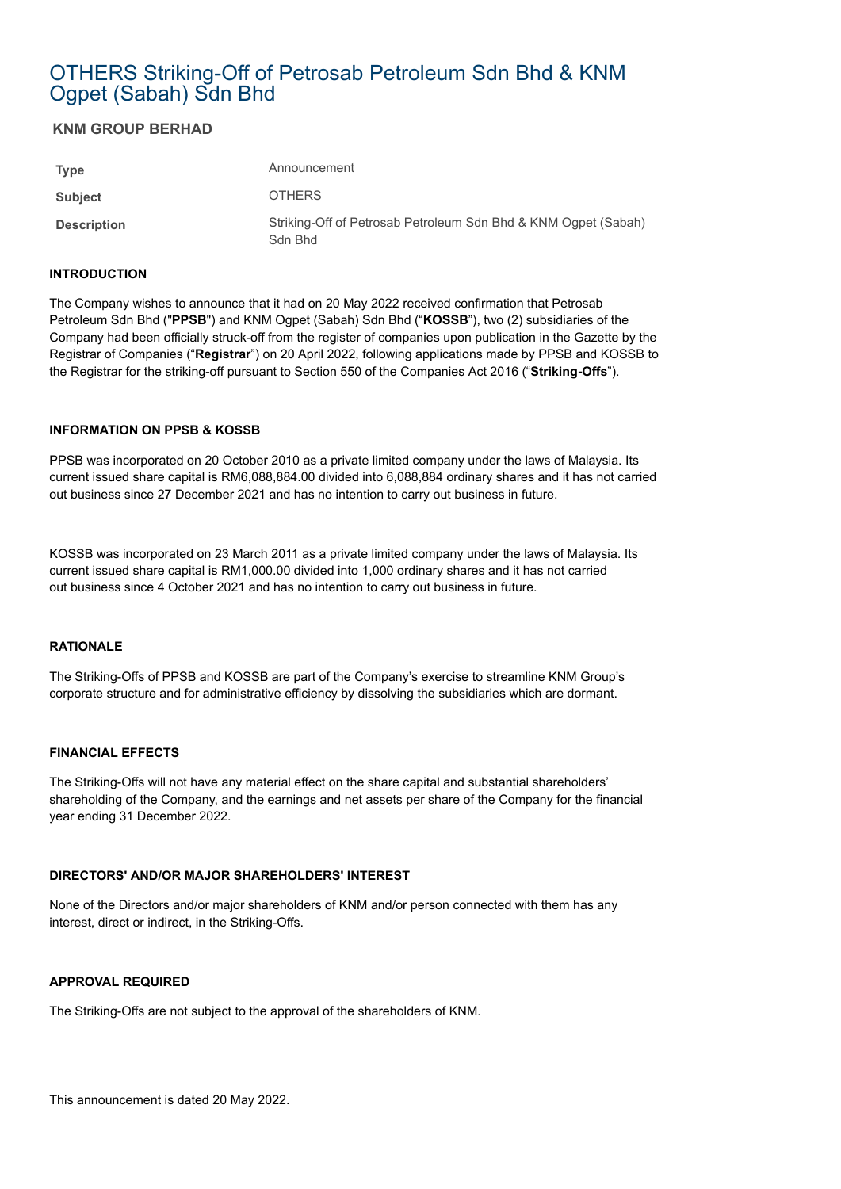# OTHERS Striking-Off of Petrosab Petroleum Sdn Bhd & KNM Ogpet (Sabah) Sdn Bhd

## KNM GROUP BERHAD

| | |
|---|---|
| **Type** | Announcement |
| **Subject** | OTHERS |
| **Description** | Striking-Off of Petrosab Petroleum Sdn Bhd & KNM Ogpet (Sabah) Sdn Bhd |

**INTRODUCTION**

The Company wishes to announce that it had on 20 May 2022 received confirmation that Petrosab Petroleum Sdn Bhd ("**PPSB**") and KNM Ogpet (Sabah) Sdn Bhd ("**KOSSB**"), two (2) subsidiaries of the Company had been officially struck-off from the register of companies upon publication in the Gazette by the Registrar of Companies ("**Registrar**") on 20 April 2022, following applications made by PPSB and KOSSB to the Registrar for the striking-off pursuant to Section 550 of the Companies Act 2016 ("**Striking-Offs**").

**INFORMATION ON PPSB & KOSSB**

PPSB was incorporated on 20 October 2010 as a private limited company under the laws of Malaysia. Its current issued share capital is RM6,088,884.00 divided into 6,088,884 ordinary shares and it has not carried out business since 27 December 2021 and has no intention to carry out business in future.

KOSSB was incorporated on 23 March 2011 as a private limited company under the laws of Malaysia. Its current issued share capital is RM1,000.00 divided into 1,000 ordinary shares and it has not carried out business since 4 October 2021 and has no intention to carry out business in future.

**RATIONALE**

The Striking-Offs of PPSB and KOSSB are part of the Company's exercise to streamline KNM Group's corporate structure and for administrative efficiency by dissolving the subsidiaries which are dormant.

**FINANCIAL EFFECTS**

The Striking-Offs will not have any material effect on the share capital and substantial shareholders' shareholding of the Company, and the earnings and net assets per share of the Company for the financial year ending 31 December 2022.

**DIRECTORS' AND/OR MAJOR SHAREHOLDERS' INTEREST**

None of the Directors and/or major shareholders of KNM and/or person connected with them has any interest, direct or indirect, in the Striking-Offs.

**APPROVAL REQUIRED**

The Striking-Offs are not subject to the approval of the shareholders of KNM.

This announcement is dated 20 May 2022.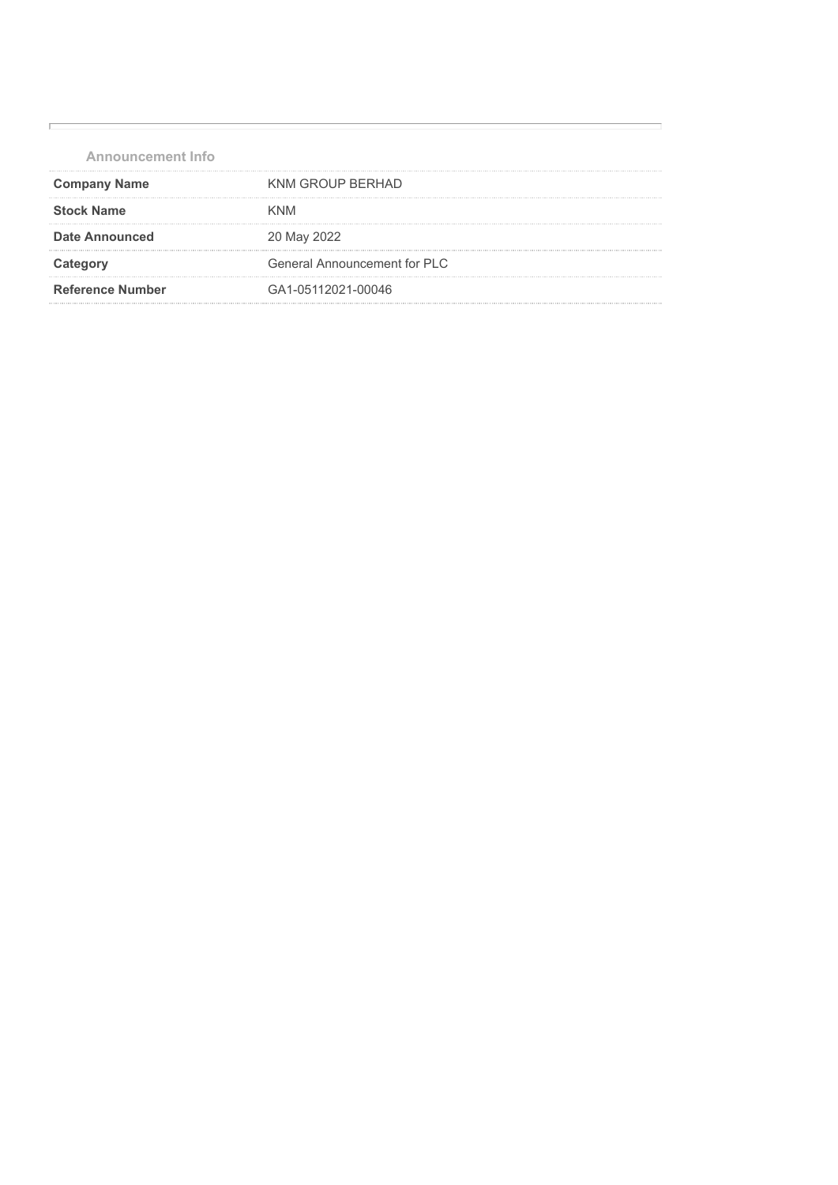### Announcement Info

| | |
|---|---|
| **Company Name** | KNM GROUP BERHAD |
| **Stock Name** | KNM |
| **Date Announced** | 20 May 2022 |
| **Category** | General Announcement for PLC |
| **Reference Number** | GA1-05112021-00046 |